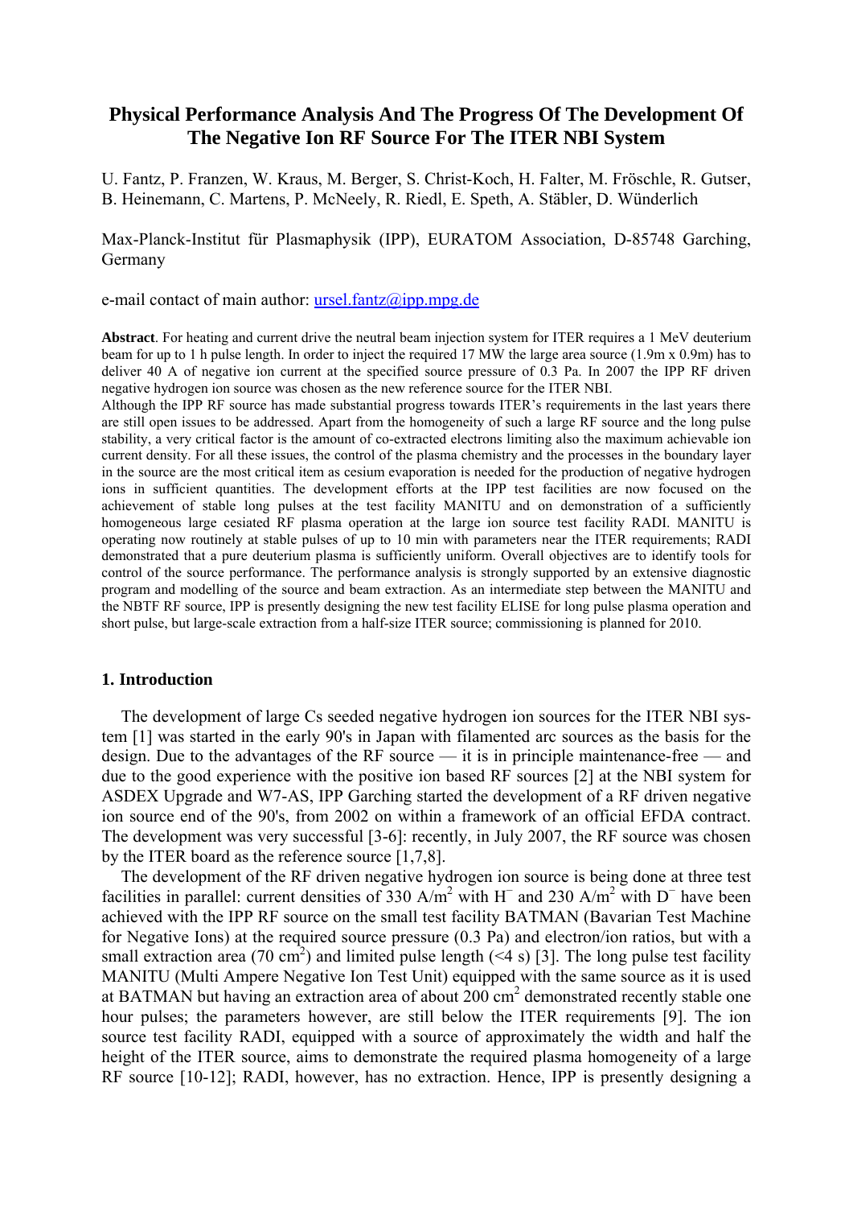# Physical Performance Analysis And The Progress Of The Development Of The Negative Ion RF Source For The ITER NBI System

U. Fantz, P. Franzen, W. Kraus, M. Berger, S. Christ-Koch, H. Falter, M. Fröschle, R. Gutser, B. Heinemann, C. Martens, P. McNeely, R. Riedl, E. Speth, A. Stäbler, D. Wünderlich

Max-Planck-Institut für Plasmaphysik (IPP), EURATOM Association, D-85748 Garching, Germany

e-mail contact of main author: ursel.fantz@ipp.mpg.de

**Abstract**. For heating and current drive the neutral beam injection system for ITER requires a 1 MeV deuterium beam for up to 1 h pulse length. In order to inject the required 17 MW the large area source (1.9m x 0.9m) has to deliver 40 A of negative ion current at the specified source pressure of 0.3 Pa. In 2007 the IPP RF driven negative hydrogen ion source was chosen as the new reference source for the ITER NBI.
Although the IPP RF source has made substantial progress towards ITER's requirements in the last years there are still open issues to be addressed. Apart from the homogeneity of such a large RF source and the long pulse stability, a very critical factor is the amount of co-extracted electrons limiting also the maximum achievable ion current density. For all these issues, the control of the plasma chemistry and the processes in the boundary layer in the source are the most critical item as cesium evaporation is needed for the production of negative hydrogen ions in sufficient quantities. The development efforts at the IPP test facilities are now focused on the achievement of stable long pulses at the test facility MANITU and on demonstration of a sufficiently homogeneous large cesiated RF plasma operation at the large ion source test facility RADI. MANITU is operating now routinely at stable pulses of up to 10 min with parameters near the ITER requirements; RADI demonstrated that a pure deuterium plasma is sufficiently uniform. Overall objectives are to identify tools for control of the source performance. The performance analysis is strongly supported by an extensive diagnostic program and modelling of the source and beam extraction. As an intermediate step between the MANITU and the NBTF RF source, IPP is presently designing the new test facility ELISE for long pulse plasma operation and short pulse, but large-scale extraction from a half-size ITER source; commissioning is planned for 2010.

## 1. Introduction

The development of large Cs seeded negative hydrogen ion sources for the ITER NBI system [1] was started in the early 90's in Japan with filamented arc sources as the basis for the design. Due to the advantages of the RF source — it is in principle maintenance-free — and due to the good experience with the positive ion based RF sources [2] at the NBI system for ASDEX Upgrade and W7-AS, IPP Garching started the development of a RF driven negative ion source end of the 90's, from 2002 on within a framework of an official EFDA contract. The development was very successful [3-6]: recently, in July 2007, the RF source was chosen by the ITER board as the reference source [1,7,8].

The development of the RF driven negative hydrogen ion source is being done at three test facilities in parallel: current densities of 330 A/m$^2$ with $H^-$ and 230 A/m$^2$ with $D^-$ have been achieved with the IPP RF source on the small test facility BATMAN (Bavarian Test Machine for Negative Ions) at the required source pressure (0.3 Pa) and electron/ion ratios, but with a small extraction area (70 cm$^2$) and limited pulse length (<4 s) [3]. The long pulse test facility MANITU (Multi Ampere Negative Ion Test Unit) equipped with the same source as it is used at BATMAN but having an extraction area of about 200 cm$^2$ demonstrated recently stable one hour pulses; the parameters however, are still below the ITER requirements [9]. The ion source test facility RADI, equipped with a source of approximately the width and half the height of the ITER source, aims to demonstrate the required plasma homogeneity of a large RF source [10-12]; RADI, however, has no extraction. Hence, IPP is presently designing a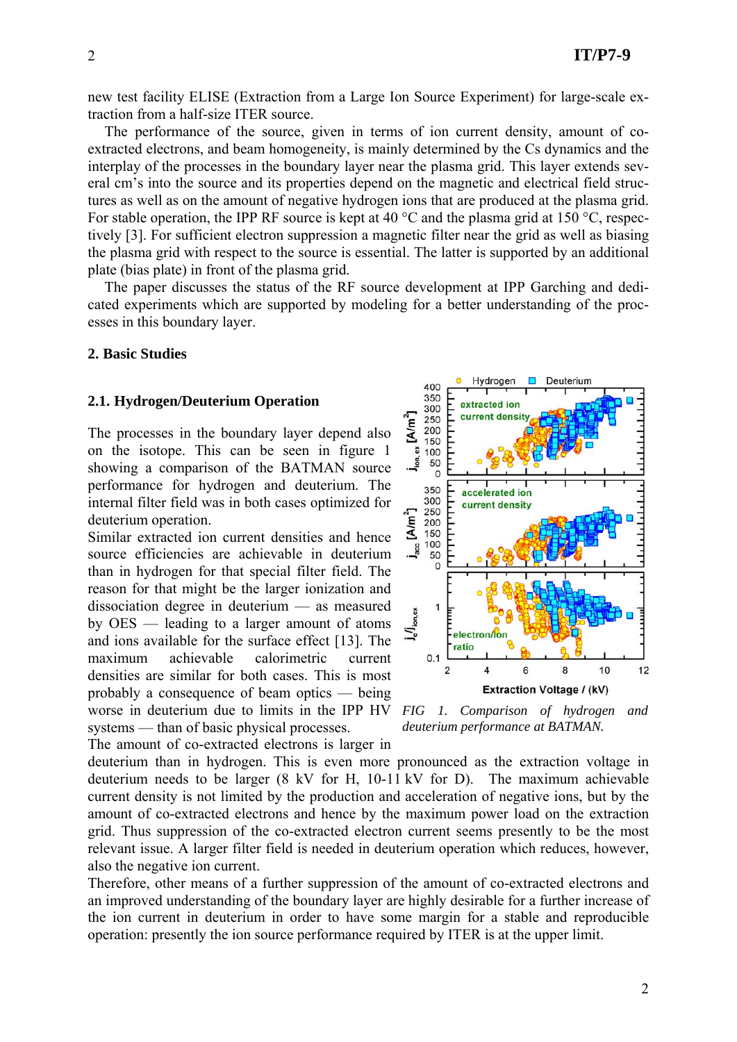new test facility ELISE (Extraction from a Large Ion Source Experiment) for large-scale extraction from a half-size ITER source.

The performance of the source, given in terms of ion current density, amount of co-extracted electrons, and beam homogeneity, is mainly determined by the Cs dynamics and the interplay of the processes in the boundary layer near the plasma grid. This layer extends several cm's into the source and its properties depend on the magnetic and electrical field structures as well as on the amount of negative hydrogen ions that are produced at the plasma grid. For stable operation, the IPP RF source is kept at 40 °C and the plasma grid at 150 °C, respectively [3]. For sufficient electron suppression a magnetic filter near the grid as well as biasing the plasma grid with respect to the source is essential. The latter is supported by an additional plate (bias plate) in front of the plasma grid.

The paper discusses the status of the RF source development at IPP Garching and dedicated experiments which are supported by modeling for a better understanding of the processes in this boundary layer.

## 2. Basic Studies

### 2.1. Hydrogen/Deuterium Operation

The processes in the boundary layer depend also on the isotope. This can be seen in figure 1 showing a comparison of the BATMAN source performance for hydrogen and deuterium. The internal filter field was in both cases optimized for deuterium operation.

Similar extracted ion current densities and hence source efficiencies are achievable in deuterium than in hydrogen for that special filter field. The reason for that might be the larger ionization and dissociation degree in deuterium — as measured by OES — leading to a larger amount of atoms and ions available for the surface effect [13]. The maximum achievable calorimetric current densities are similar for both cases. This is most probably a consequence of beam optics — being worse in deuterium due to limits in the IPP HV systems — than of basic physical processes.

*FIG 1. Comparison of hydrogen and deuterium performance at BATMAN.*

The amount of co-extracted electrons is larger in deuterium than in hydrogen. This is even more pronounced as the extraction voltage in deuterium needs to be larger (8 kV for H, 10-11 kV for D). The maximum achievable current density is not limited by the production and acceleration of negative ions, but by the amount of co-extracted electrons and hence by the maximum power load on the extraction grid. Thus suppression of the co-extracted electron current seems presently to be the most relevant issue. A larger filter field is needed in deuterium operation which reduces, however, also the negative ion current.

Therefore, other means of a further suppression of the amount of co-extracted electrons and an improved understanding of the boundary layer are highly desirable for a further increase of the ion current in deuterium in order to have some margin for a stable and reproducible operation: presently the ion source performance required by ITER is at the upper limit.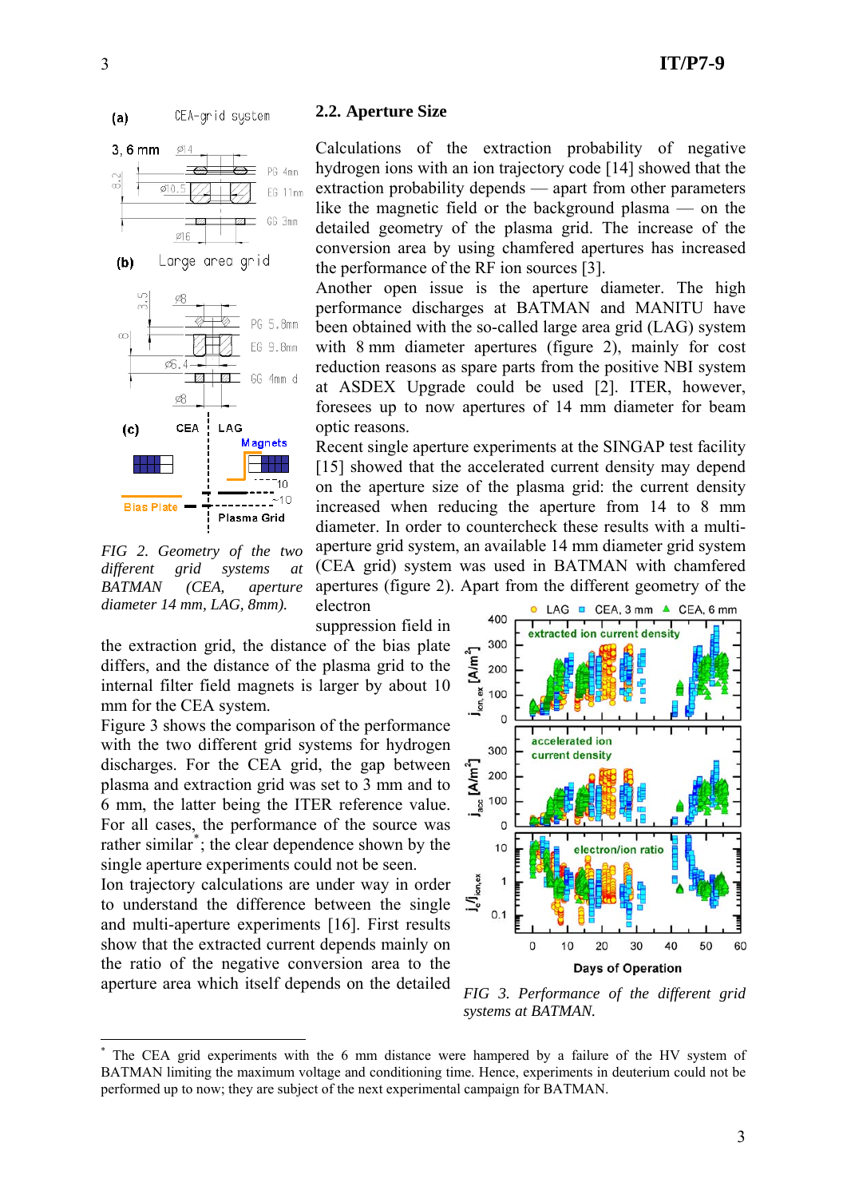## 2.2. Aperture Size

Calculations of the extraction probability of negative hydrogen ions with an ion trajectory code [14] showed that the extraction probability depends — apart from other parameters like the magnetic field or the background plasma — on the detailed geometry of the plasma grid. The increase of the conversion area by using chamfered apertures has increased the performance of the RF ion sources [3].

Another open issue is the aperture diameter. The high performance discharges at BATMAN and MANITU have been obtained with the so-called large area grid (LAG) system with 8 mm diameter apertures (figure 2), mainly for cost reduction reasons as spare parts from the positive NBI system at ASDEX Upgrade could be used [2]. ITER, however, foresees up to now apertures of 14 mm diameter for beam optic reasons.

Recent single aperture experiments at the SINGAP test facility [15] showed that the accelerated current density may depend on the aperture size of the plasma grid: the current density increased when reducing the aperture from 14 to 8 mm diameter. In order to countercheck these results with a multi-aperture grid system, an available 14 mm diameter grid system (CEA grid) system was used in BATMAN with chamfered apertures (figure 2). Apart from the different geometry of the electron suppression field in the extraction grid, the distance of the bias plate differs, and the distance of the plasma grid to the internal filter field magnets is larger by about 10 mm for the CEA system.

*FIG 2. Geometry of the two different grid systems at BATMAN (CEA, aperture diameter 14 mm, LAG, 8mm).*

Figure 3 shows the comparison of the performance with the two different grid systems for hydrogen discharges. For the CEA grid, the gap between plasma and extraction grid was set to 3 mm and to 6 mm, the latter being the ITER reference value. For all cases, the performance of the source was rather similar*; the clear dependence shown by the single aperture experiments could not be seen.

Ion trajectory calculations are under way in order to understand the difference between the single and multi-aperture experiments [16]. First results show that the extracted current depends mainly on the ratio of the negative conversion area to the aperture area which itself depends on the detailed

*FIG 3. Performance of the different grid systems at BATMAN.*

* The CEA grid experiments with the 6 mm distance were hampered by a failure of the HV system of BATMAN limiting the maximum voltage and conditioning time. Hence, experiments in deuterium could not be performed up to now; they are subject of the next experimental campaign for BATMAN.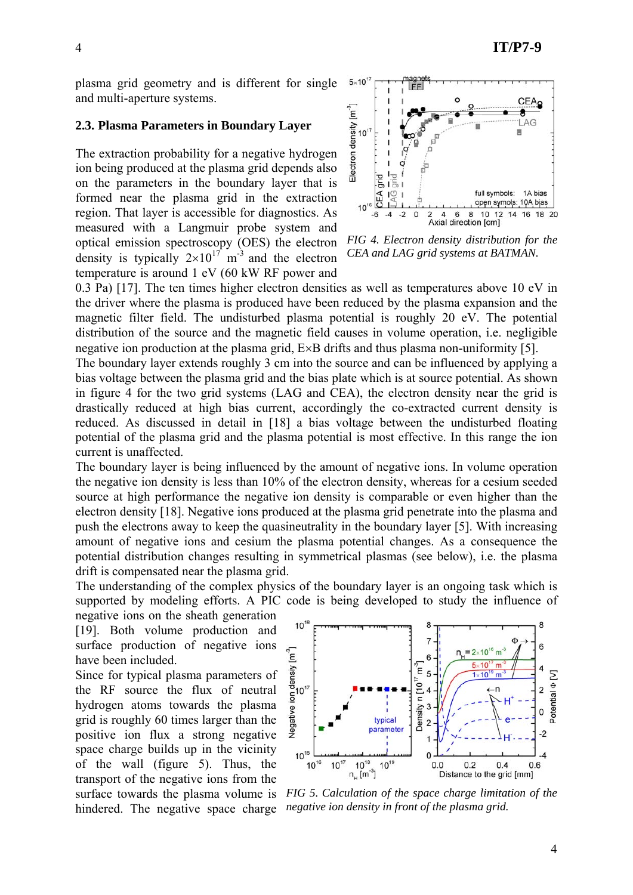plasma grid geometry and is different for single and multi-aperture systems.

### 2.3. Plasma Parameters in Boundary Layer

The extraction probability for a negative hydrogen ion being produced at the plasma grid depends also on the parameters in the boundary layer that is formed near the plasma grid in the extraction region. That layer is accessible for diagnostics. As measured with a Langmuir probe system and optical emission spectroscopy (OES) the electron density is typically $2\times10^{17}$ $m^{-3}$ and the electron temperature is around 1 eV (60 kW RF power and 0.3 Pa) [17]. The ten times higher electron densities as well as temperatures above 10 eV in the driver where the plasma is produced have been reduced by the plasma expansion and the magnetic filter field. The undisturbed plasma potential is roughly 20 eV. The potential distribution of the source and the magnetic field causes in volume operation, i.e. negligible negative ion production at the plasma grid, E×B drifts and thus plasma non-uniformity [5].

*FIG 4. Electron density distribution for the CEA and LAG grid systems at BATMAN.*

The boundary layer extends roughly 3 cm into the source and can be influenced by applying a bias voltage between the plasma grid and the bias plate which is at source potential. As shown in figure 4 for the two grid systems (LAG and CEA), the electron density near the grid is drastically reduced at high bias current, accordingly the co-extracted current density is reduced. As discussed in detail in [18] a bias voltage between the undisturbed floating potential of the plasma grid and the plasma potential is most effective. In this range the ion current is unaffected.

The boundary layer is being influenced by the amount of negative ions. In volume operation the negative ion density is less than 10% of the electron density, whereas for a cesium seeded source at high performance the negative ion density is comparable or even higher than the electron density [18]. Negative ions produced at the plasma grid penetrate into the plasma and push the electrons away to keep the quasineutrality in the boundary layer [5]. With increasing amount of negative ions and cesium the plasma potential changes. As a consequence the potential distribution changes resulting in symmetrical plasmas (see below), i.e. the plasma drift is compensated near the plasma grid.

The understanding of the complex physics of the boundary layer is an ongoing task which is supported by modeling efforts. A PIC code is being developed to study the influence of negative ions on the sheath generation [19]. Both volume production and surface production of negative ions have been included.

Since for typical plasma parameters of the RF source the flux of neutral hydrogen atoms towards the plasma grid is roughly 60 times larger than the positive ion flux a strong negative space charge builds up in the vicinity of the wall (figure 5). Thus, the transport of the negative ions from the surface towards the plasma volume is hindered. The negative space charge

*FIG 5. Calculation of the space charge limitation of the negative ion density in front of the plasma grid.*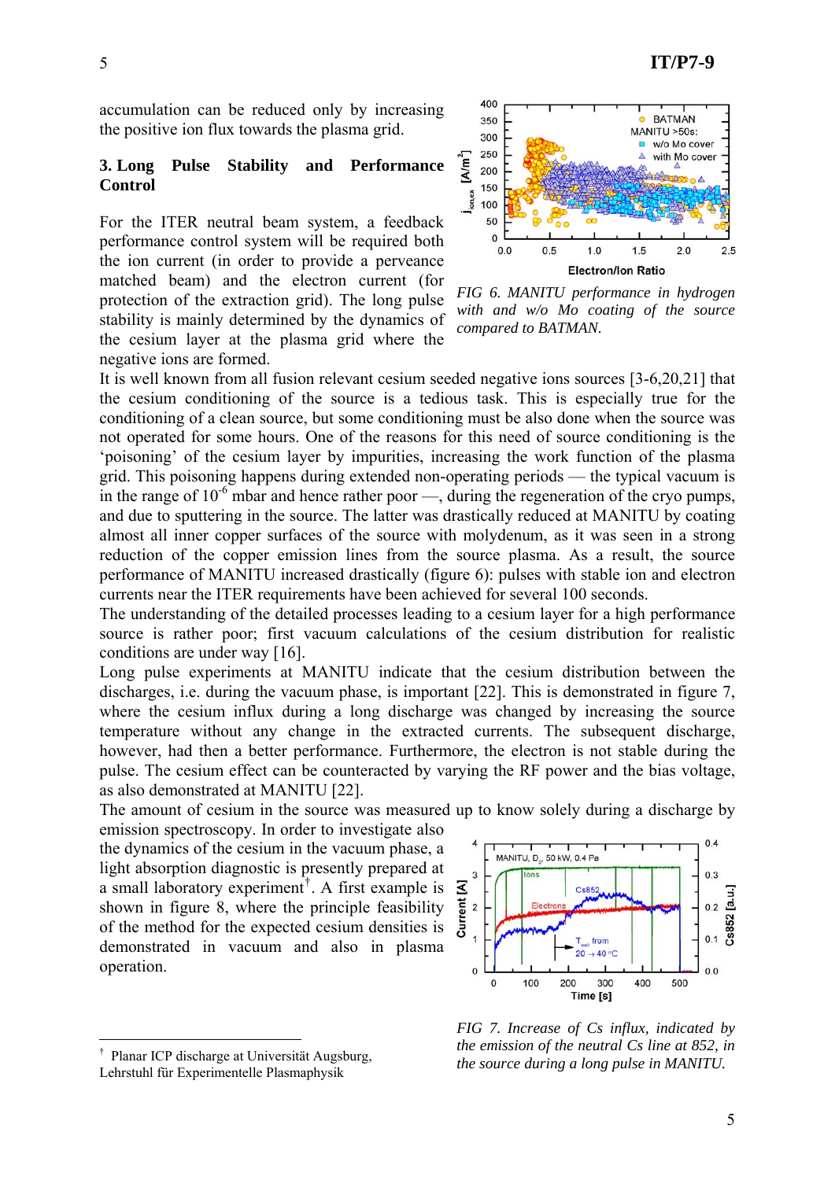accumulation can be reduced only by increasing the positive ion flux towards the plasma grid.

## 3. Long Pulse Stability and Performance Control

For the ITER neutral beam system, a feedback performance control system will be required both the ion current (in order to provide a perveance matched beam) and the electron current (for protection of the extraction grid). The long pulse stability is mainly determined by the dynamics of the cesium layer at the plasma grid where the negative ions are formed.

FIG 6. MANITU performance in hydrogen with and w/o Mo coating of the source compared to BATMAN.

It is well known from all fusion relevant cesium seeded negative ions sources [3-6,20,21] that the cesium conditioning of the source is a tedious task. This is especially true for the conditioning of a clean source, but some conditioning must be also done when the source was not operated for some hours. One of the reasons for this need of source conditioning is the 'poisoning' of the cesium layer by impurities, increasing the work function of the plasma grid. This poisoning happens during extended non-operating periods — the typical vacuum is in the range of $10^{-6}$ mbar and hence rather poor —, during the regeneration of the cryo pumps, and due to sputtering in the source. The latter was drastically reduced at MANITU by coating almost all inner copper surfaces of the source with molydenum, as it was seen in a strong reduction of the copper emission lines from the source plasma. As a result, the source performance of MANITU increased drastically (figure 6): pulses with stable ion and electron currents near the ITER requirements have been achieved for several 100 seconds.

The understanding of the detailed processes leading to a cesium layer for a high performance source is rather poor; first vacuum calculations of the cesium distribution for realistic conditions are under way [16].

Long pulse experiments at MANITU indicate that the cesium distribution between the discharges, i.e. during the vacuum phase, is important [22]. This is demonstrated in figure 7, where the cesium influx during a long discharge was changed by increasing the source temperature without any change in the extracted currents. The subsequent discharge, however, had then a better performance. Furthermore, the electron is not stable during the pulse. The cesium effect can be counteracted by varying the RF power and the bias voltage, as also demonstrated at MANITU [22].

The amount of cesium in the source was measured up to know solely during a discharge by emission spectroscopy. In order to investigate also the dynamics of the cesium in the vacuum phase, a light absorption diagnostic is presently prepared at a small laboratory experiment[†]. A first example is shown in figure 8, where the principle feasibility of the method for the expected cesium densities is demonstrated in vacuum and also in plasma operation.

FIG 7. Increase of Cs influx, indicated by the emission of the neutral Cs line at 852, in the source during a long pulse in MANITU.

[†] Planar ICP discharge at Universität Augsburg, Lehrstuhl für Experimentelle Plasmaphysik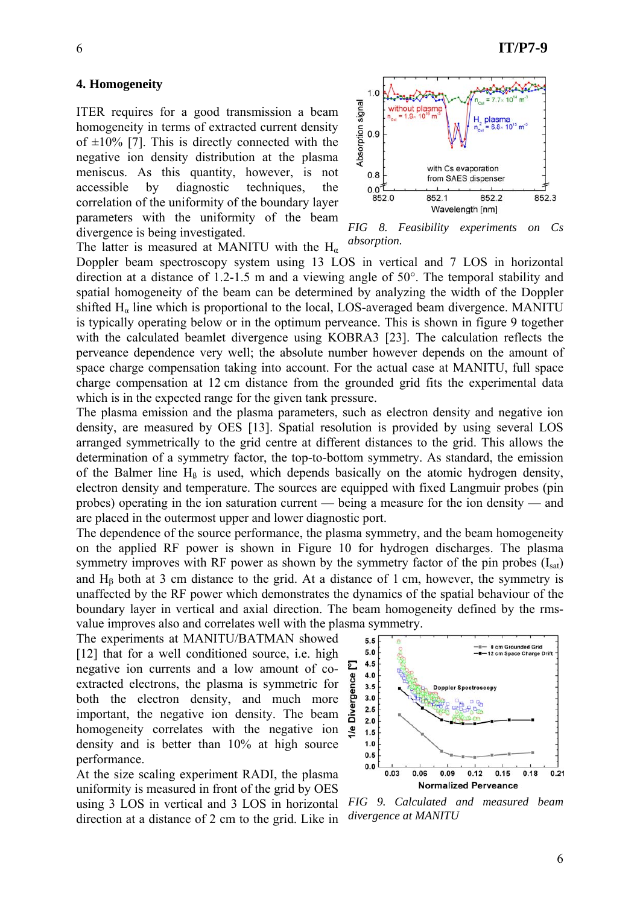## 4. Homogeneity

ITER requires for a good transmission a beam homogeneity in terms of extracted current density of ±10% [7]. This is directly connected with the negative ion density distribution at the plasma meniscus. As this quantity, however, is not accessible by diagnostic techniques, the correlation of the uniformity of the boundary layer parameters with the uniformity of the beam divergence is being investigated.

FIG 8. *Feasibility experiments on Cs absorption.*

The latter is measured at MANITU with the $H_\alpha$ Doppler beam spectroscopy system using 13 LOS in vertical and 7 LOS in horizontal direction at a distance of 1.2-1.5 m and a viewing angle of 50°. The temporal stability and spatial homogeneity of the beam can be determined by analyzing the width of the Doppler shifted $H_\alpha$ line which is proportional to the local, LOS-averaged beam divergence. MANITU is typically operating below or in the optimum perveance. This is shown in figure 9 together with the calculated beamlet divergence using KOBRA3 [23]. The calculation reflects the perveance dependence very well; the absolute number however depends on the amount of space charge compensation taking into account. For the actual case at MANITU, full space charge compensation at 12 cm distance from the grounded grid fits the experimental data which is in the expected range for the given tank pressure.

The plasma emission and the plasma parameters, such as electron density and negative ion density, are measured by OES [13]. Spatial resolution is provided by using several LOS arranged symmetrically to the grid centre at different distances to the grid. This allows the determination of a symmetry factor, the top-to-bottom symmetry. As standard, the emission of the Balmer line $H_\beta$ is used, which depends basically on the atomic hydrogen density, electron density and temperature. The sources are equipped with fixed Langmuir probes (pin probes) operating in the ion saturation current — being a measure for the ion density — and are placed in the outermost upper and lower diagnostic port.

The dependence of the source performance, the plasma symmetry, and the beam homogeneity on the applied RF power is shown in Figure 10 for hydrogen discharges. The plasma symmetry improves with RF power as shown by the symmetry factor of the pin probes ($I_{sat}$) and $H_\beta$ both at 3 cm distance to the grid. At a distance of 1 cm, however, the symmetry is unaffected by the RF power which demonstrates the dynamics of the spatial behaviour of the boundary layer in vertical and axial direction. The beam homogeneity defined by the rms-value improves also and correlates well with the plasma symmetry.

The experiments at MANITU/BATMAN showed [12] that for a well conditioned source, i.e. high negative ion currents and a low amount of co-extracted electrons, the plasma is symmetric for both the electron density, and much more important, the negative ion density. The beam homogeneity correlates with the negative ion density and is better than 10% at high source performance.

FIG 9. *Calculated and measured beam divergence at MANITU*

At the size scaling experiment RADI, the plasma uniformity is measured in front of the grid by OES using 3 LOS in vertical and 3 LOS in horizontal direction at a distance of 2 cm to the grid. Like in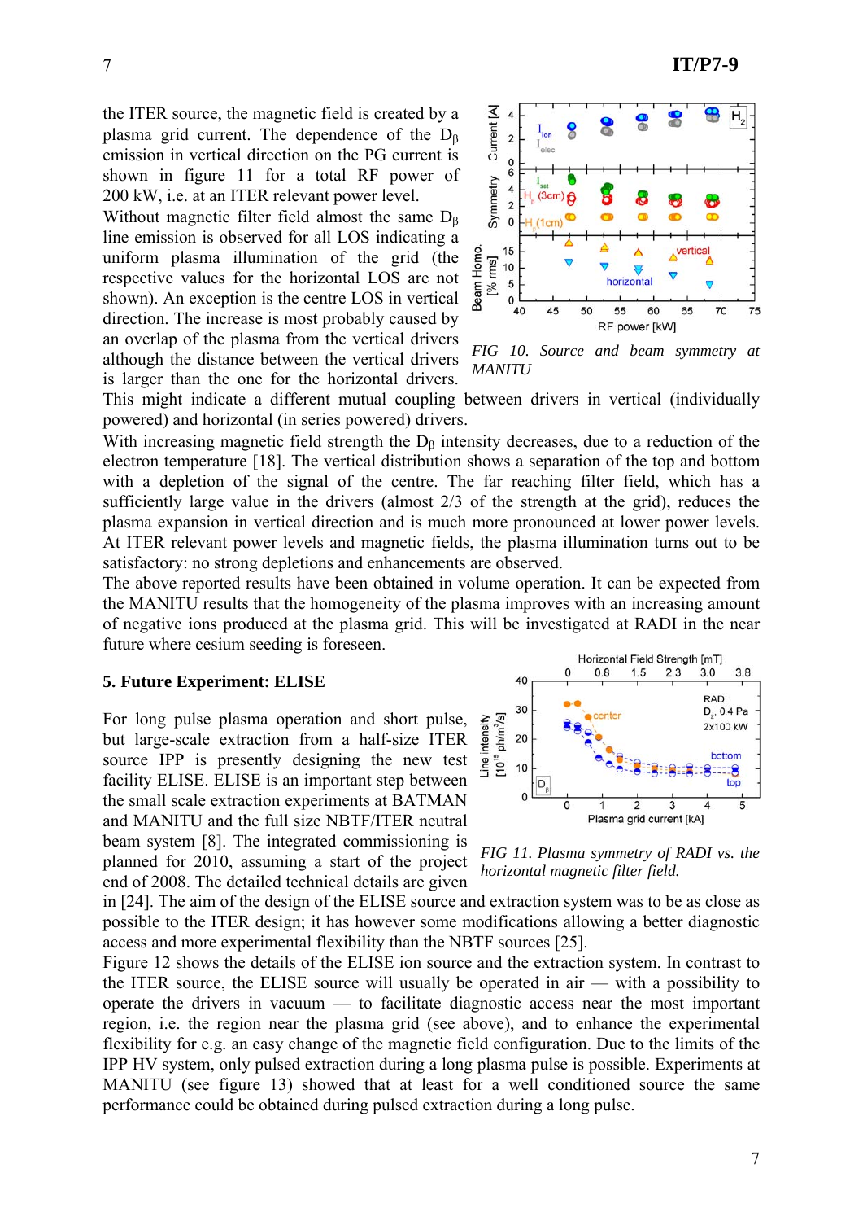the ITER source, the magnetic field is created by a plasma grid current. The dependence of the $D_\beta$ emission in vertical direction on the PG current is shown in figure 11 for a total RF power of 200 kW, i.e. at an ITER relevant power level.

Without magnetic filter field almost the same $D_\beta$ line emission is observed for all LOS indicating a uniform plasma illumination of the grid (the respective values for the horizontal LOS are not shown). An exception is the centre LOS in vertical direction. The increase is most probably caused by an overlap of the plasma from the vertical drivers although the distance between the vertical drivers is larger than the one for the horizontal drivers. This might indicate a different mutual coupling between drivers in vertical (individually powered) and horizontal (in series powered) drivers.

FIG 10. *Source and beam symmetry at MANITU*

With increasing magnetic field strength the $D_\beta$ intensity decreases, due to a reduction of the electron temperature [18]. The vertical distribution shows a separation of the top and bottom with a depletion of the signal of the centre. The far reaching filter field, which has a sufficiently large value in the drivers (almost 2/3 of the strength at the grid), reduces the plasma expansion in vertical direction and is much more pronounced at lower power levels. At ITER relevant power levels and magnetic fields, the plasma illumination turns out to be satisfactory: no strong depletions and enhancements are observed.

The above reported results have been obtained in volume operation. It can be expected from the MANITU results that the homogeneity of the plasma improves with an increasing amount of negative ions produced at the plasma grid. This will be investigated at RADI in the near future where cesium seeding is foreseen.

## 5. Future Experiment: ELISE

For long pulse plasma operation and short pulse, but large-scale extraction from a half-size ITER source IPP is presently designing the new test facility ELISE. ELISE is an important step between the small scale extraction experiments at BATMAN and MANITU and the full size NBTF/ITER neutral beam system [8]. The integrated commissioning is planned for 2010, assuming a start of the project end of 2008. The detailed technical details are given in [24]. The aim of the design of the ELISE source and extraction system was to be as close as possible to the ITER design; it has however some modifications allowing a better diagnostic access and more experimental flexibility than the NBTF sources [25].

FIG 11. *Plasma symmetry of RADI vs. the horizontal magnetic filter field.*

Figure 12 shows the details of the ELISE ion source and the extraction system. In contrast to the ITER source, the ELISE source will usually be operated in air — with a possibility to operate the drivers in vacuum — to facilitate diagnostic access near the most important region, i.e. the region near the plasma grid (see above), and to enhance the experimental flexibility for e.g. an easy change of the magnetic field configuration. Due to the limits of the IPP HV system, only pulsed extraction during a long plasma pulse is possible. Experiments at MANITU (see figure 13) showed that at least for a well conditioned source the same performance could be obtained during pulsed extraction during a long pulse.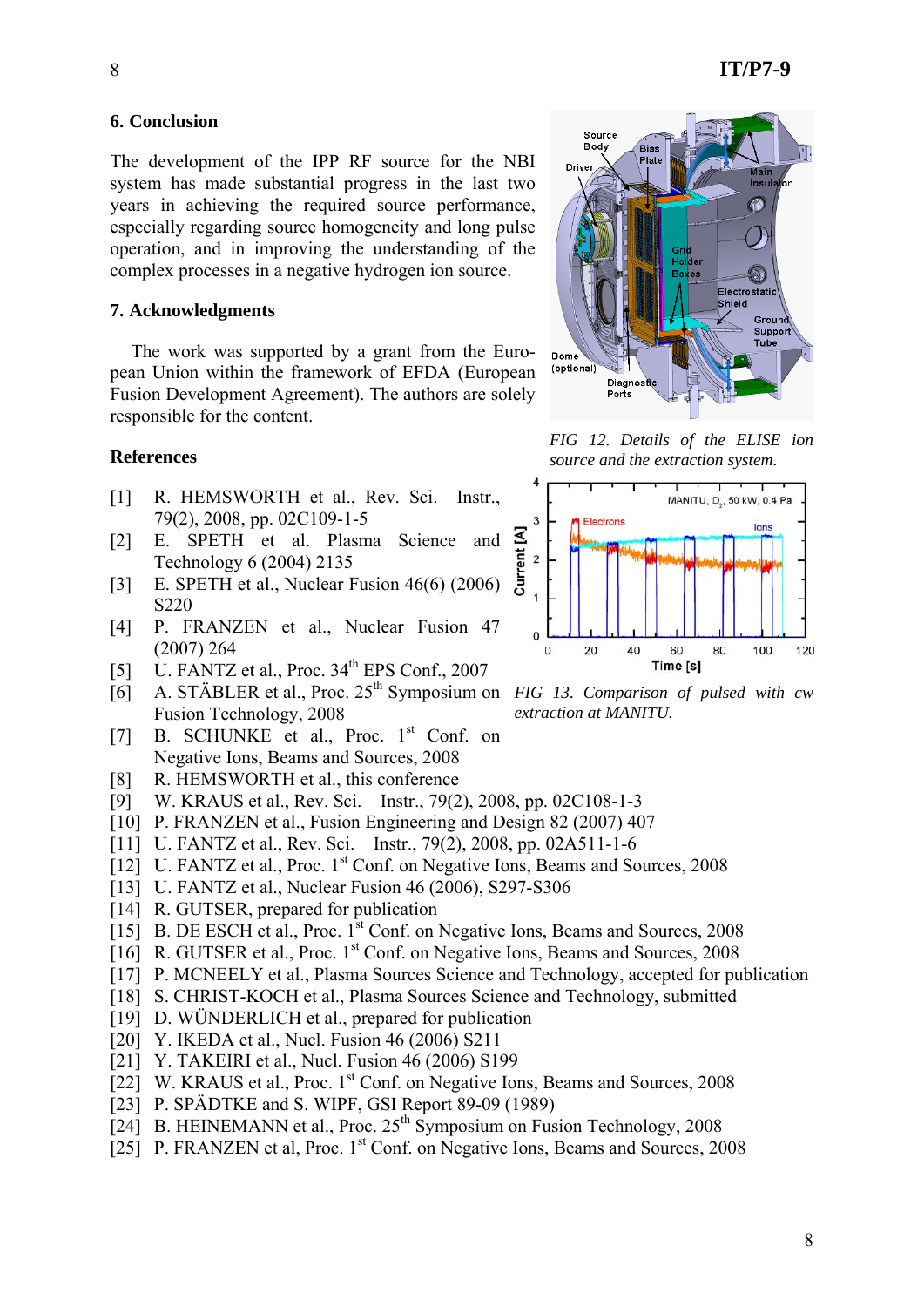## 6. Conclusion

The development of the IPP RF source for the NBI system has made substantial progress in the last two years in achieving the required source performance, especially regarding source homogeneity and long pulse operation, and in improving the understanding of the complex processes in a negative hydrogen ion source.

## 7. Acknowledgments

The work was supported by a grant from the European Union within the framework of EFDA (European Fusion Development Agreement). The authors are solely responsible for the content.

Source Body
Bias Plate
Driver
Main Insulator
Grid Holder Boxes
Electrostatic Shield
Ground Support Tube
Dome (optional)
Diagnostic Ports

*FIG 12. Details of the ELISE ion source and the extraction system.*

MANITU, $D_2$, 50 kW, 0.4 Pa
Electrons
Ions
Current [A]
Time [s]
0 20 40 60 80 100 120
0 1 2 3 4

*FIG 13. Comparison of pulsed with cw extraction at MANITU.*

## References

[1] R. HEMSWORTH et al., Rev. Sci. Instr., 79(2), 2008, pp. 02C109-1-5
[2] E. SPETH et al. Plasma Science and Technology 6 (2004) 2135
[3] E. SPETH et al., Nuclear Fusion 46(6) (2006) S220
[4] P. FRANZEN et al., Nuclear Fusion 47 (2007) 264
[5] U. FANTZ et al., Proc. 34th EPS Conf., 2007
[6] A. STÄBLER et al., Proc. 25th Symposium on Fusion Technology, 2008
[7] B. SCHUNKE et al., Proc. 1st Conf. on Negative Ions, Beams and Sources, 2008
[8] R. HEMSWORTH et al., this conference
[9] W. KRAUS et al., Rev. Sci. Instr., 79(2), 2008, pp. 02C108-1-3
[10] P. FRANZEN et al., Fusion Engineering and Design 82 (2007) 407
[11] U. FANTZ et al., Rev. Sci. Instr., 79(2), 2008, pp. 02A511-1-6
[12] U. FANTZ et al., Proc. 1st Conf. on Negative Ions, Beams and Sources, 2008
[13] U. FANTZ et al., Nuclear Fusion 46 (2006), S297-S306
[14] R. GUTSER, prepared for publication
[15] B. DE ESCH et al., Proc. 1st Conf. on Negative Ions, Beams and Sources, 2008
[16] R. GUTSER et al., Proc. 1st Conf. on Negative Ions, Beams and Sources, 2008
[17] P. MCNEELY et al., Plasma Sources Science and Technology, accepted for publication
[18] S. CHRIST-KOCH et al., Plasma Sources Science and Technology, submitted
[19] D. WÜNDERLICH et al., prepared for publication
[20] Y. IKEDA et al., Nucl. Fusion 46 (2006) S211
[21] Y. TAKEIRI et al., Nucl. Fusion 46 (2006) S199
[22] W. KRAUS et al., Proc. 1st Conf. on Negative Ions, Beams and Sources, 2008
[23] P. SPÄDTKE and S. WIPF, GSI Report 89-09 (1989)
[24] B. HEINEMANN et al., Proc. 25th Symposium on Fusion Technology, 2008
[25] P. FRANZEN et al, Proc. 1st Conf. on Negative Ions, Beams and Sources, 2008